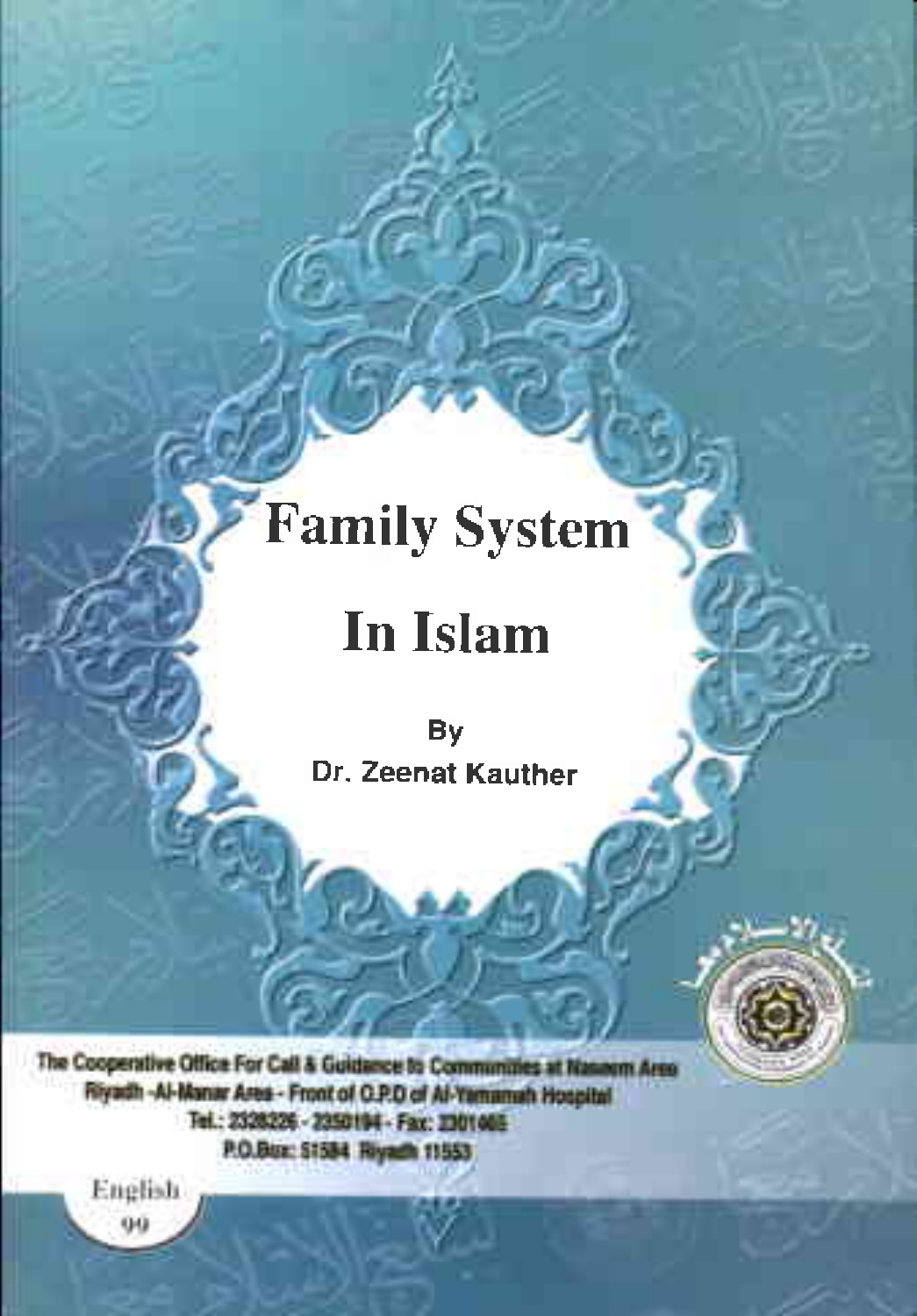# Family System

# In Islam

By

Dr. Zeenat Kauther

The Cooperative Office For Call & Guidance to Communities at Naseem Area
Riyadh -Al-Manar Area - Front of O.P.D of Al-Yamamah Hospital
Tel.: 2328226 - 2350194 - Fax: 2301465
P.O.Box: 51584 Riyadh 11553

English
99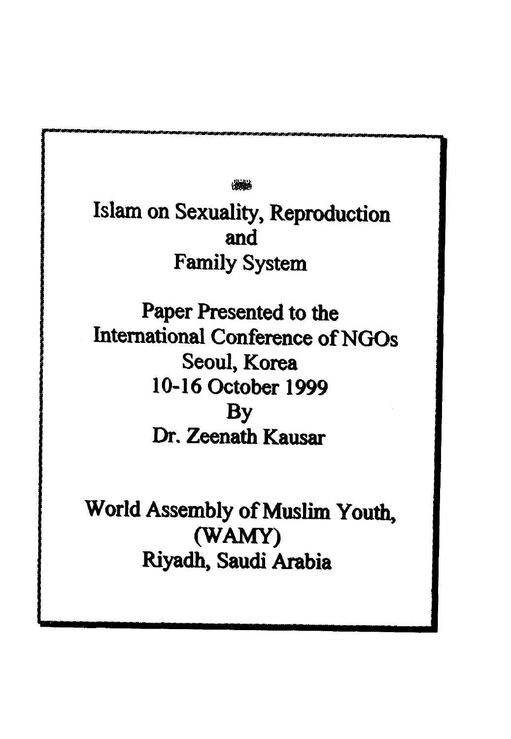# Islam on Sexuality, Reproduction and Family System

Paper Presented to the International Conference of NGOs
Seoul, Korea
10-16 October 1999
By
Dr. Zeenath Kausar

World Assembly of Muslim Youth, (WAMY)
Riyadh, Saudi Arabia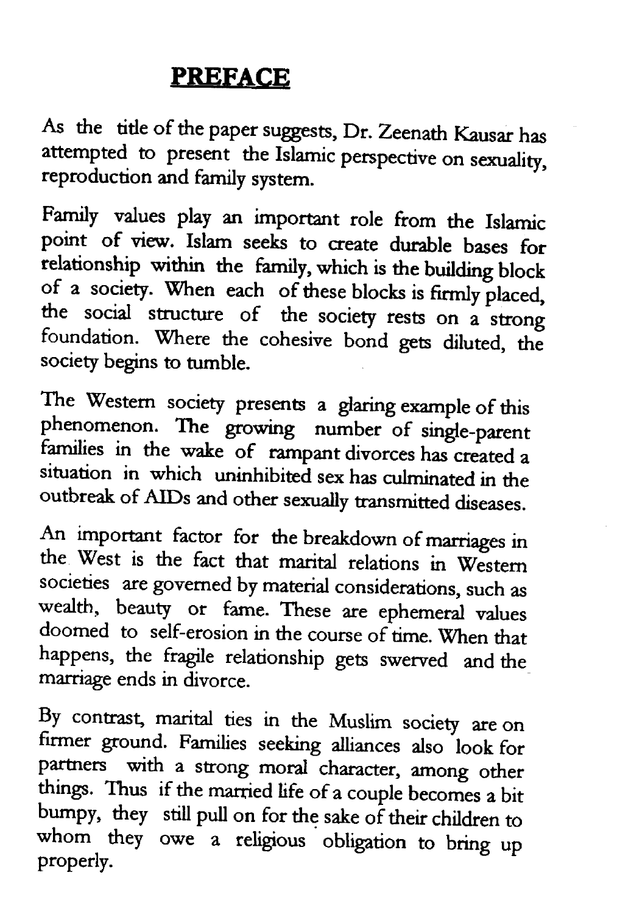# PREFACE

As the title of the paper suggests, Dr. Zeenath Kausar has attempted to present the Islamic perspective on sexuality, reproduction and family system.

Family values play an important role from the Islamic point of view. Islam seeks to create durable bases for relationship within the family, which is the building block of a society. When each of these blocks is firmly placed, the social structure of the society rests on a strong foundation. Where the cohesive bond gets diluted, the society begins to tumble.

The Western society presents a glaring example of this phenomenon. The growing number of single-parent families in the wake of rampant divorces has created a situation in which uninhibited sex has culminated in the outbreak of AIDs and other sexually transmitted diseases.

An important factor for the breakdown of marriages in the West is the fact that marital relations in Western societies are governed by material considerations, such as wealth, beauty or fame. These are ephemeral values doomed to self-erosion in the course of time. When that happens, the fragile relationship gets swerved and the marriage ends in divorce.

By contrast, marital ties in the Muslim society are on firmer ground. Families seeking alliances also look for partners with a strong moral character, among other things. Thus if the married life of a couple becomes a bit bumpy, they still pull on for the sake of their children to whom they owe a religious obligation to bring up properly.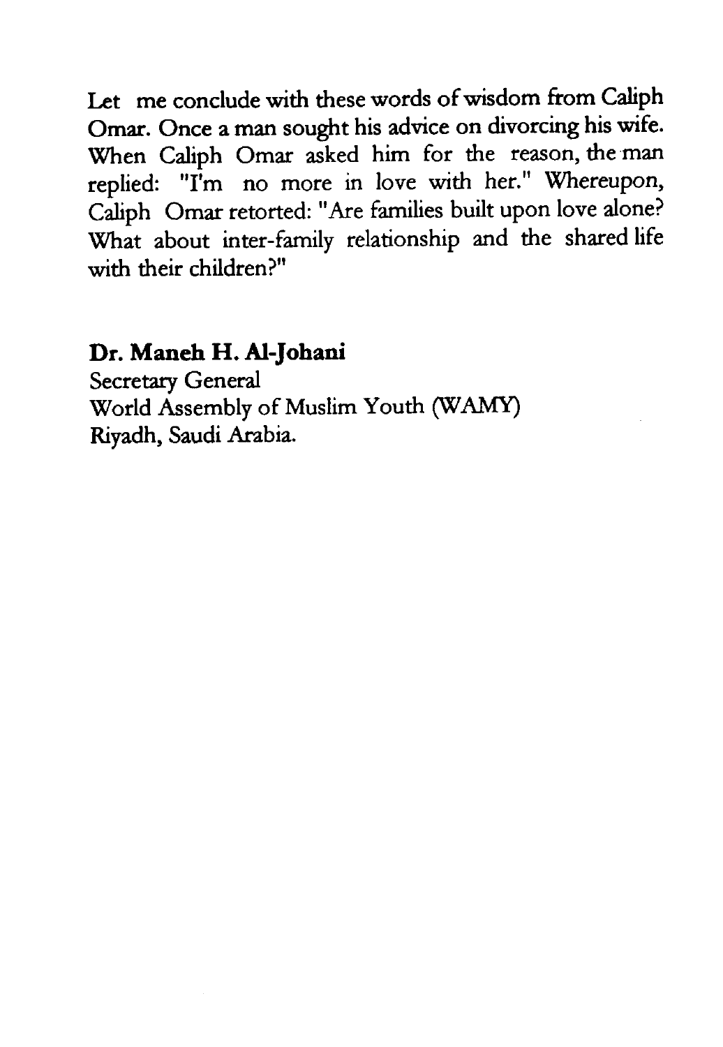Let me conclude with these words of wisdom from Caliph Omar. Once a man sought his advice on divorcing his wife. When Caliph Omar asked him for the reason, the man replied: "I'm no more in love with her." Whereupon, Caliph Omar retorted: "Are families built upon love alone? What about inter-family relationship and the shared life with their children?"

**Dr. Maneh H. Al-Johani**
Secretary General
World Assembly of Muslim Youth (WAMY)
Riyadh, Saudi Arabia.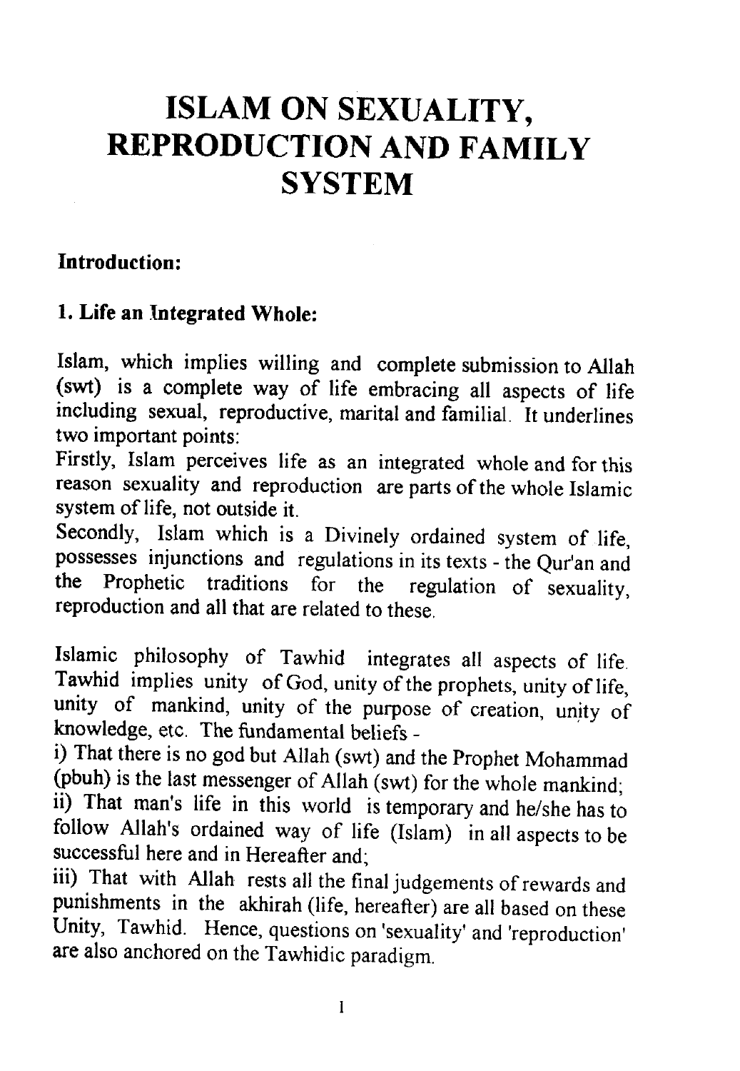# ISLAM ON SEXUALITY, REPRODUCTION AND FAMILY SYSTEM

## Introduction:

### 1. Life an Integrated Whole:

Islam, which implies willing and complete submission to Allah (swt) is a complete way of life embracing all aspects of life including sexual, reproductive, marital and familial. It underlines two important points:

Firstly, Islam perceives life as an integrated whole and for this reason sexuality and reproduction are parts of the whole Islamic system of life, not outside it.

Secondly, Islam which is a Divinely ordained system of life, possesses injunctions and regulations in its texts - the Qur'an and the Prophetic traditions for the regulation of sexuality, reproduction and all that are related to these.

Islamic philosophy of Tawhid integrates all aspects of life. Tawhid implies unity of God, unity of the prophets, unity of life, unity of mankind, unity of the purpose of creation, unity of knowledge, etc. The fundamental beliefs -

i) That there is no god but Allah (swt) and the Prophet Mohammad (pbuh) is the last messenger of Allah (swt) for the whole mankind;

ii) That man's life in this world is temporary and he/she has to follow Allah's ordained way of life (Islam) in all aspects to be successful here and in Hereafter and;

iii) That with Allah rests all the final judgements of rewards and punishments in the akhirah (life, hereafter) are all based on these Unity, Tawhid. Hence, questions on 'sexuality' and 'reproduction' are also anchored on the Tawhidic paradigm.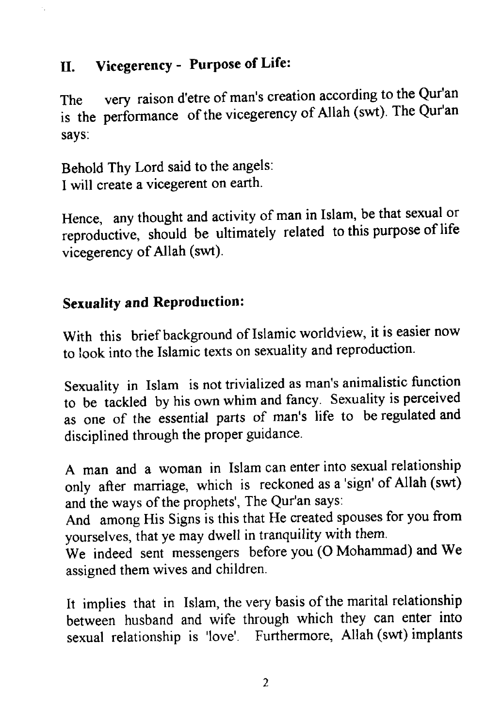## II. Vicegerency - Purpose of Life:

The very raison d'etre of man's creation according to the Qur'an is the performance of the vicegerency of Allah (swt). The Qur'an says:

Behold Thy Lord said to the angels:
I will create a vicegerent on earth.

Hence, any thought and activity of man in Islam, be that sexual or reproductive, should be ultimately related to this purpose of life vicegerency of Allah (swt).

### Sexuality and Reproduction:

With this brief background of Islamic worldview, it is easier now to look into the Islamic texts on sexuality and reproduction.

Sexuality in Islam is not trivialized as man's animalistic function to be tackled by his own whim and fancy. Sexuality is perceived as one of the essential parts of man's life to be regulated and disciplined through the proper guidance.

A man and a woman in Islam can enter into sexual relationship only after marriage, which is reckoned as a 'sign' of Allah (swt) and the ways of the prophets', The Qur'an says:
And among His Signs is this that He created spouses for you from yourselves, that ye may dwell in tranquility with them.
We indeed sent messengers before you (O Mohammad) and We assigned them wives and children.

It implies that in Islam, the very basis of the marital relationship between husband and wife through which they can enter into sexual relationship is 'love'. Furthermore, Allah (swt) implants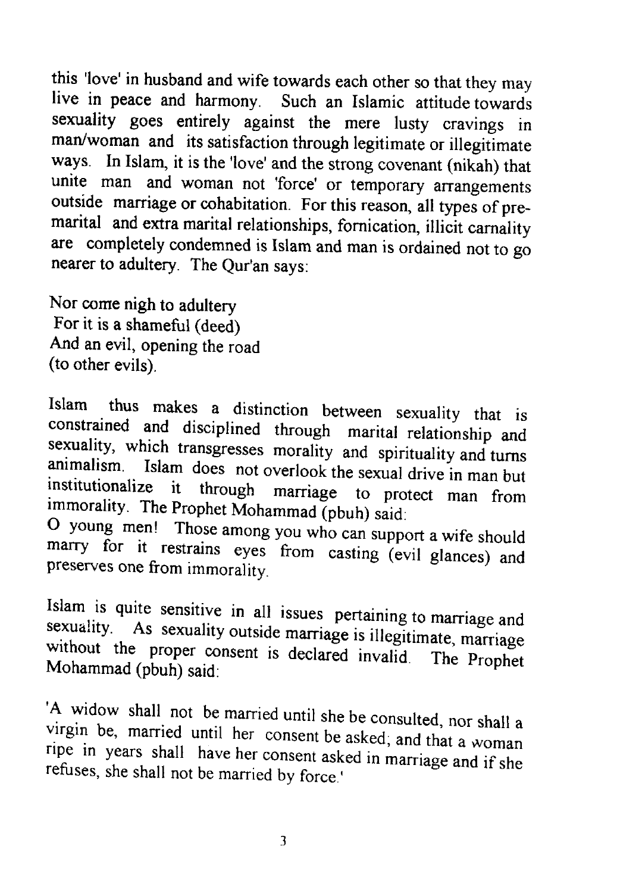this 'love' in husband and wife towards each other so that they may live in peace and harmony. Such an Islamic attitude towards sexuality goes entirely against the mere lusty cravings in man/woman and its satisfaction through legitimate or illegitimate ways. In Islam, it is the 'love' and the strong covenant (nikah) that unite man and woman not 'force' or temporary arrangements outside marriage or cohabitation. For this reason, all types of pre-marital and extra marital relationships, fornication, illicit carnality are completely condemned is Islam and man is ordained not to go nearer to adultery. The Qur'an says:

Nor come nigh to adultery
For it is a shameful (deed)
And an evil, opening the road
(to other evils).

Islam thus makes a distinction between sexuality that is constrained and disciplined through marital relationship and sexuality, which transgresses morality and spirituality and turns animalism. Islam does not overlook the sexual drive in man but institutionalize it through marriage to protect man from immorality. The Prophet Mohammad (pbuh) said:

O young men! Those among you who can support a wife should marry for it restrains eyes from casting (evil glances) and preserves one from immorality.

Islam is quite sensitive in all issues pertaining to marriage and sexuality. As sexuality outside marriage is illegitimate, marriage without the proper consent is declared invalid. The Prophet Mohammad (pbuh) said:

'A widow shall not be married until she be consulted, nor shall a virgin be, married until her consent be asked; and that a woman ripe in years shall have her consent asked in marriage and if she refuses, she shall not be married by force.'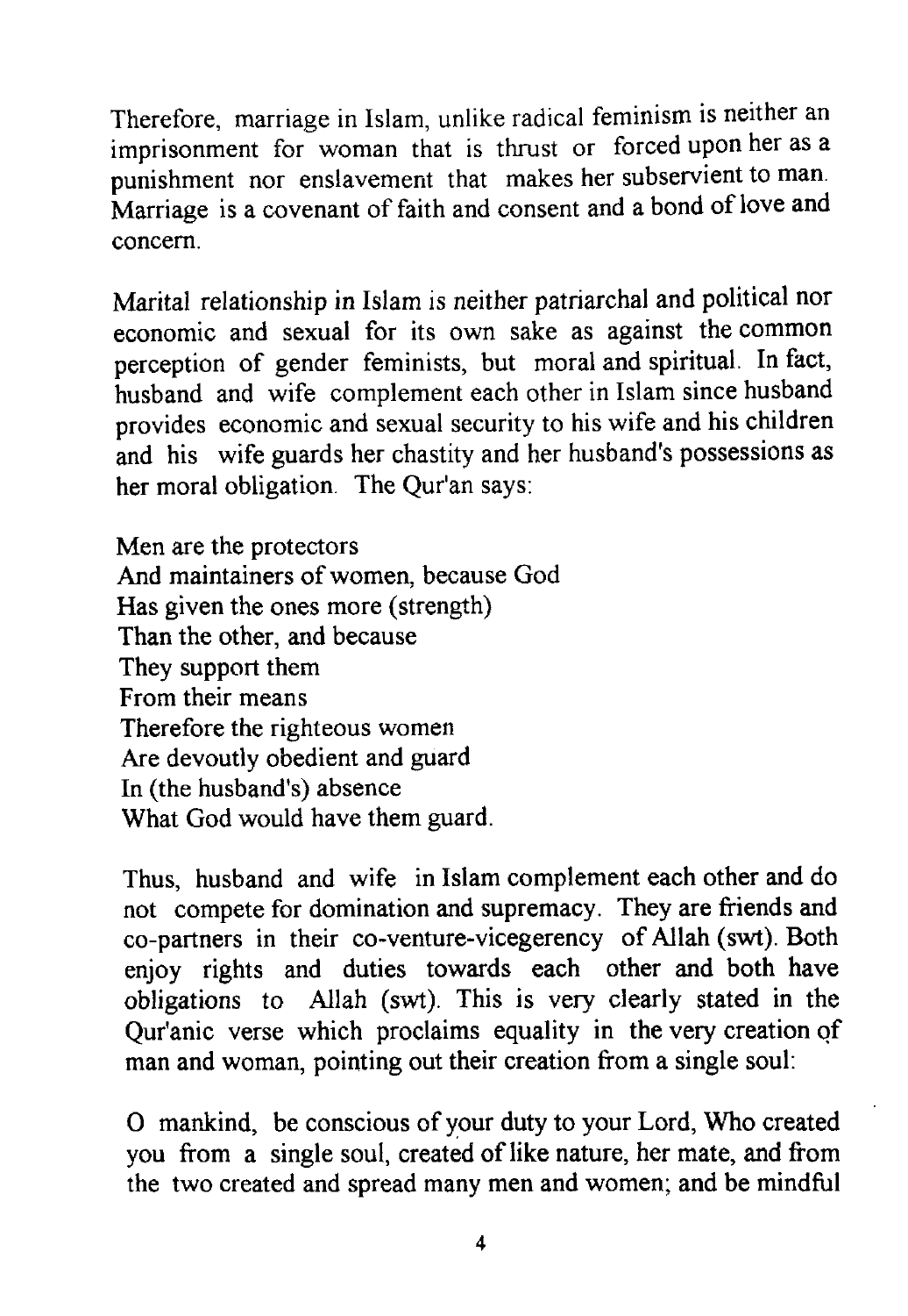Therefore, marriage in Islam, unlike radical feminism is neither an imprisonment for woman that is thrust or forced upon her as a punishment nor enslavement that makes her subservient to man. Marriage is a covenant of faith and consent and a bond of love and concern.

Marital relationship in Islam is neither patriarchal and political nor economic and sexual for its own sake as against the common perception of gender feminists, but moral and spiritual. In fact, husband and wife complement each other in Islam since husband provides economic and sexual security to his wife and his children and his wife guards her chastity and her husband's possessions as her moral obligation. The Qur'an says:

Men are the protectors  
And maintainers of women, because God  
Has given the ones more (strength)  
Than the other, and because  
They support them  
From their means  
Therefore the righteous women  
Are devoutly obedient and guard  
In (the husband's) absence  
What God would have them guard.

Thus, husband and wife in Islam complement each other and do not compete for domination and supremacy. They are friends and co-partners in their co-venture-vicegerency of Allah (swt). Both enjoy rights and duties towards each other and both have obligations to Allah (swt). This is very clearly stated in the Qur'anic verse which proclaims equality in the very creation of man and woman, pointing out their creation from a single soul:

O mankind, be conscious of your duty to your Lord, Who created you from a single soul, created of like nature, her mate, and from the two created and spread many men and women; and be mindful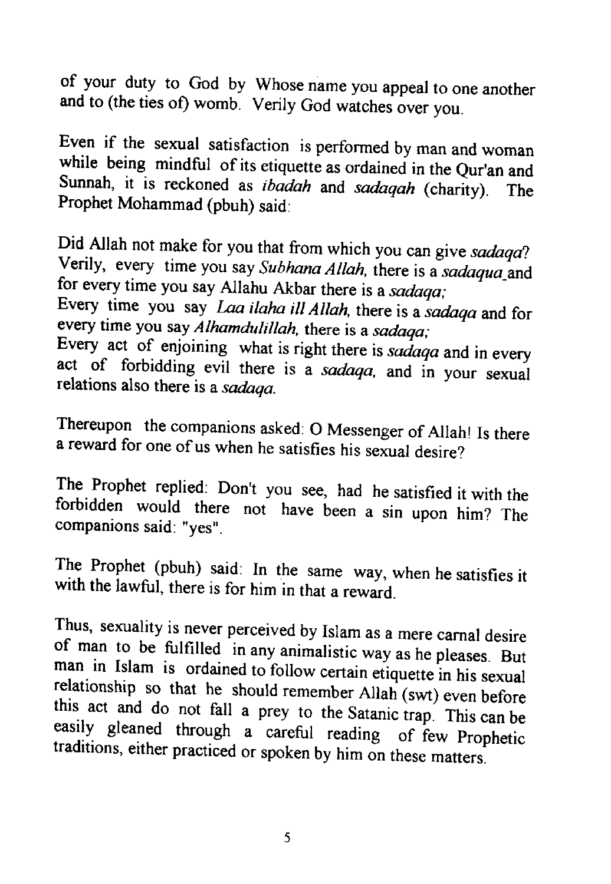of your duty to God by Whose name you appeal to one another and to (the ties of) womb. Verily God watches over you.

Even if the sexual satisfaction is performed by man and woman while being mindful of its etiquette as ordained in the Qur'an and Sunnah, it is reckoned as *ibadah* and *sadaqah* (charity). The Prophet Mohammad (pbuh) said:

Did Allah not make for you that from which you can give *sadaqa*? Verily, every time you say *Subhana Allah*, there is a *sadaqua* and for every time you say Allahu Akbar there is a *sadaqa;*
Every time you say *Laa ilaha ill Allah*, there is a *sadaqa* and for every time you say *Alhamdulillah*, there is a *sadaqa;*
Every act of enjoining what is right there is *sadaqa* and in every act of forbidding evil there is a *sadaqa*, and in your sexual relations also there is a *sadaqa*.

Thereupon the companions asked: O Messenger of Allah! Is there a reward for one of us when he satisfies his sexual desire?

The Prophet replied: Don't you see, had he satisfied it with the forbidden would there not have been a sin upon him? The companions said: "yes".

The Prophet (pbuh) said: In the same way, when he satisfies it with the lawful, there is for him in that a reward.

Thus, sexuality is never perceived by Islam as a mere carnal desire of man to be fulfilled in any animalistic way as he pleases. But man in Islam is ordained to follow certain etiquette in his sexual relationship so that he should remember Allah (swt) even before this act and do not fall a prey to the Satanic trap. This can be easily gleaned through a careful reading of few Prophetic traditions, either practiced or spoken by him on these matters.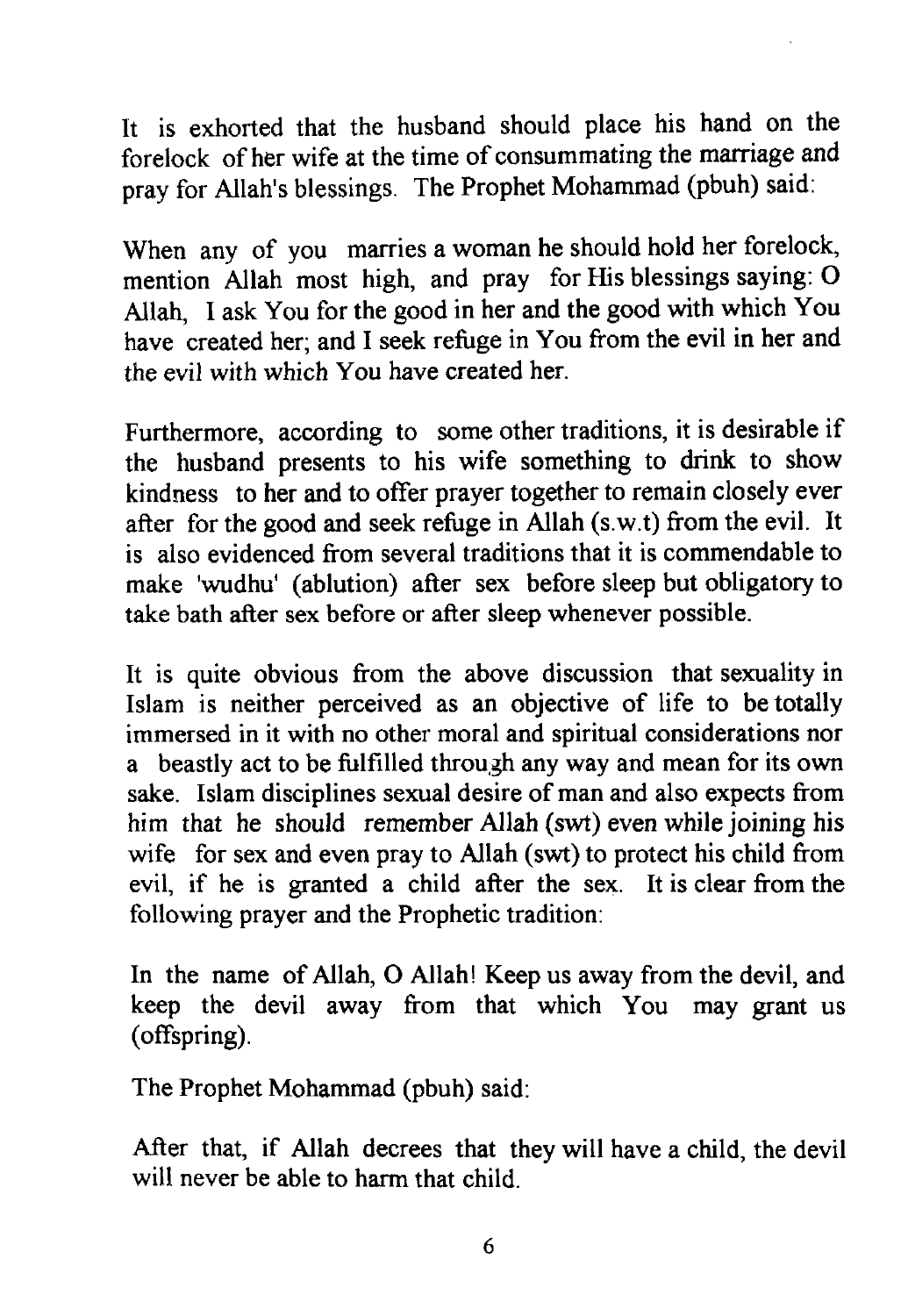It is exhorted that the husband should place his hand on the forelock of her wife at the time of consummating the marriage and pray for Allah's blessings. The Prophet Mohammad (pbuh) said:

When any of you marries a woman he should hold her forelock, mention Allah most high, and pray for His blessings saying: O Allah, I ask You for the good in her and the good with which You have created her; and I seek refuge in You from the evil in her and the evil with which You have created her.

Furthermore, according to some other traditions, it is desirable if the husband presents to his wife something to drink to show kindness to her and to offer prayer together to remain closely ever after for the good and seek refuge in Allah (s.w.t) from the evil. It is also evidenced from several traditions that it is commendable to make 'wudhu' (ablution) after sex before sleep but obligatory to take bath after sex before or after sleep whenever possible.

It is quite obvious from the above discussion that sexuality in Islam is neither perceived as an objective of life to be totally immersed in it with no other moral and spiritual considerations nor a beastly act to be fulfilled through any way and mean for its own sake. Islam disciplines sexual desire of man and also expects from him that he should remember Allah (swt) even while joining his wife for sex and even pray to Allah (swt) to protect his child from evil, if he is granted a child after the sex. It is clear from the following prayer and the Prophetic tradition:

In the name of Allah, O Allah! Keep us away from the devil, and keep the devil away from that which You may grant us (offspring).

The Prophet Mohammad (pbuh) said:

After that, if Allah decrees that they will have a child, the devil will never be able to harm that child.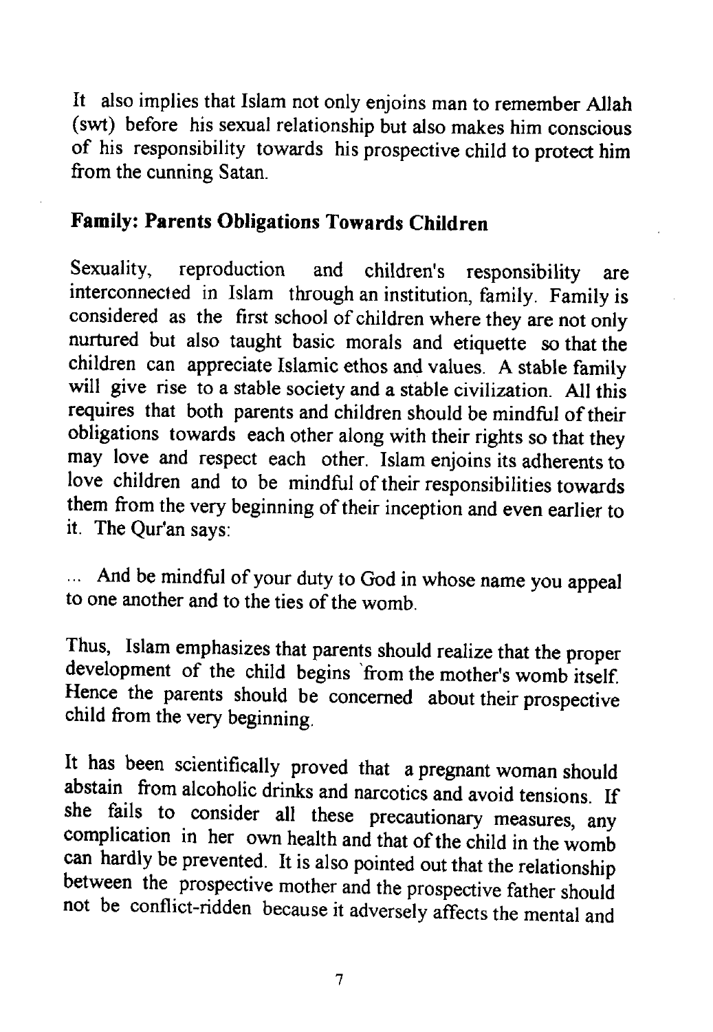It also implies that Islam not only enjoins man to remember Allah (swt) before his sexual relationship but also makes him conscious of his responsibility towards his prospective child to protect him from the cunning Satan.

## Family: Parents Obligations Towards Children

Sexuality, reproduction and children's responsibility are interconnected in Islam through an institution, family. Family is considered as the first school of children where they are not only nurtured but also taught basic morals and etiquette so that the children can appreciate Islamic ethos and values. A stable family will give rise to a stable society and a stable civilization. All this requires that both parents and children should be mindful of their obligations towards each other along with their rights so that they may love and respect each other. Islam enjoins its adherents to love children and to be mindful of their responsibilities towards them from the very beginning of their inception and even earlier to it. The Qur'an says:

... And be mindful of your duty to God in whose name you appeal to one another and to the ties of the womb.

Thus, Islam emphasizes that parents should realize that the proper development of the child begins from the mother's womb itself. Hence the parents should be concerned about their prospective child from the very beginning.

It has been scientifically proved that a pregnant woman should abstain from alcoholic drinks and narcotics and avoid tensions. If she fails to consider all these precautionary measures, any complication in her own health and that of the child in the womb can hardly be prevented. It is also pointed out that the relationship between the prospective mother and the prospective father should not be conflict-ridden because it adversely affects the mental and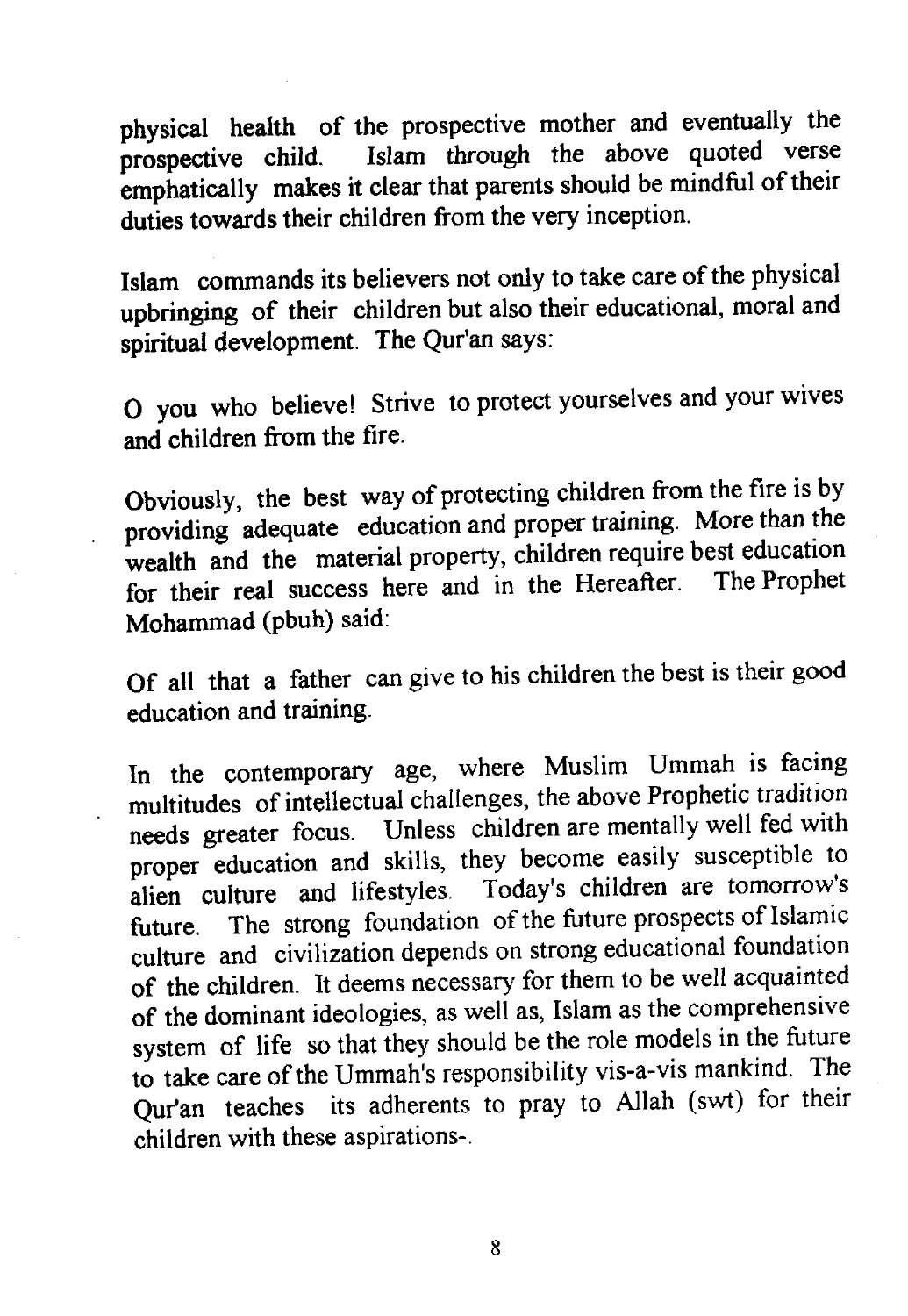physical health of the prospective mother and eventually the prospective child. Islam through the above quoted verse emphatically makes it clear that parents should be mindful of their duties towards their children from the very inception.

Islam commands its believers not only to take care of the physical upbringing of their children but also their educational, moral and spiritual development. The Qur'an says:

O you who believe! Strive to protect yourselves and your wives and children from the fire.

Obviously, the best way of protecting children from the fire is by providing adequate education and proper training. More than the wealth and the material property, children require best education for their real success here and in the Hereafter. The Prophet Mohammad (pbuh) said:

Of all that a father can give to his children the best is their good education and training.

In the contemporary age, where Muslim Ummah is facing multitudes of intellectual challenges, the above Prophetic tradition needs greater focus. Unless children are mentally well fed with proper education and skills, they become easily susceptible to alien culture and lifestyles. Today's children are tomorrow's future. The strong foundation of the future prospects of Islamic culture and civilization depends on strong educational foundation of the children. It deems necessary for them to be well acquainted of the dominant ideologies, as well as, Islam as the comprehensive system of life so that they should be the role models in the future to take care of the Ummah's responsibility vis-a-vis mankind. The Qur'an teaches its adherents to pray to Allah (swt) for their children with these aspirations-.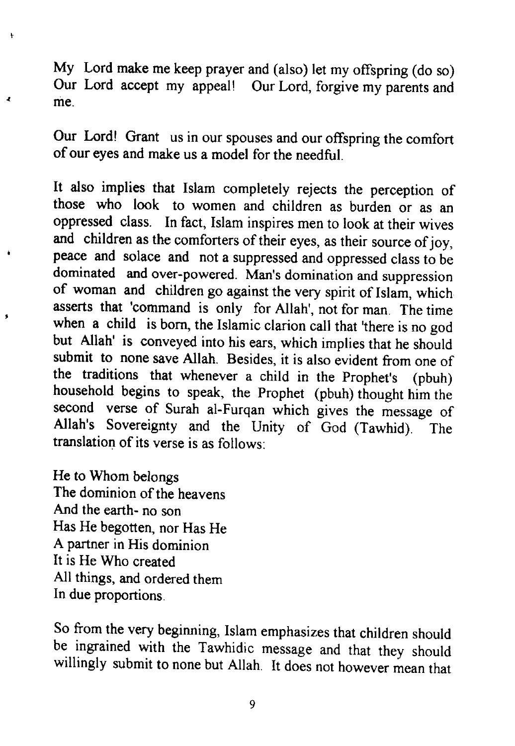My Lord make me keep prayer and (also) let my offspring (do so) Our Lord accept my appeal! Our Lord, forgive my parents and me.

Our Lord! Grant us in our spouses and our offspring the comfort of our eyes and make us a model for the needful.

It also implies that Islam completely rejects the perception of those who look to women and children as burden or as an oppressed class. In fact, Islam inspires men to look at their wives and children as the comforters of their eyes, as their source of joy, peace and solace and not a suppressed and oppressed class to be dominated and over-powered. Man's domination and suppression of woman and children go against the very spirit of Islam, which asserts that 'command is only for Allah', not for man. The time when a child is born, the Islamic clarion call that 'there is no god but Allah' is conveyed into his ears, which implies that he should submit to none save Allah. Besides, it is also evident from one of the traditions that whenever a child in the Prophet's (pbuh) household begins to speak, the Prophet (pbuh) thought him the second verse of Surah al-Furqan which gives the message of Allah's Sovereignty and the Unity of God (Tawhid). The translation of its verse is as follows:

He to Whom belongs
The dominion of the heavens
And the earth- no son
Has He begotten, nor Has He
A partner in His dominion
It is He Who created
All things, and ordered them
In due proportions.

So from the very beginning, Islam emphasizes that children should be ingrained with the Tawhidic message and that they should willingly submit to none but Allah. It does not however mean that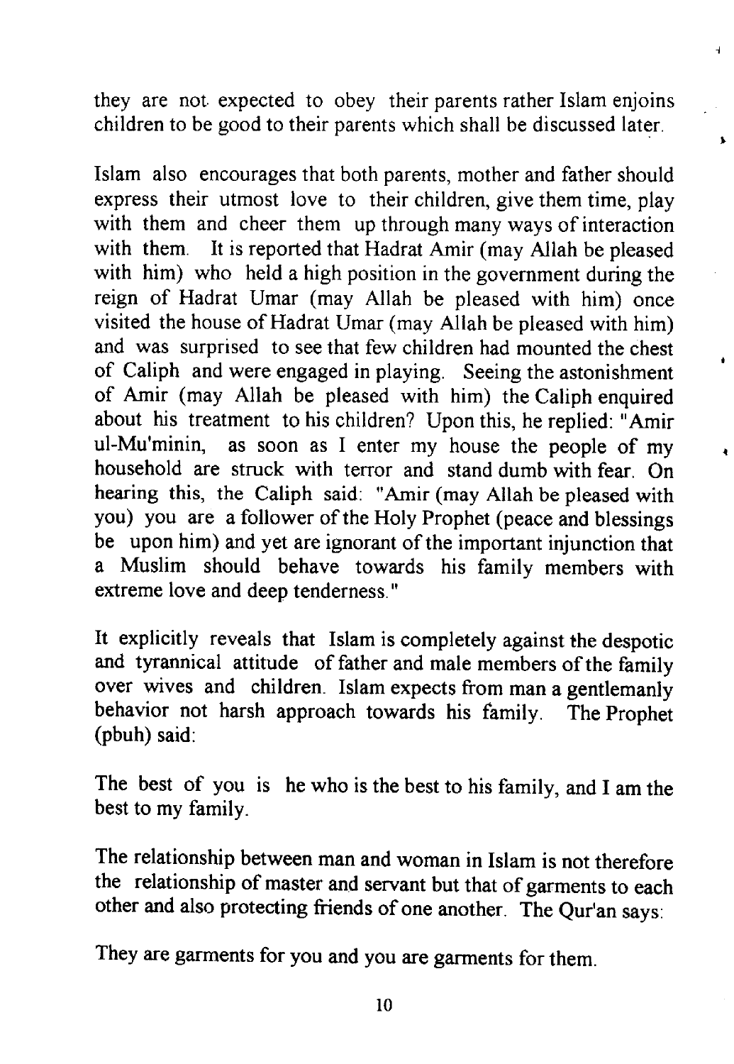they are not expected to obey their parents rather Islam enjoins children to be good to their parents which shall be discussed later.

Islam also encourages that both parents, mother and father should express their utmost love to their children, give them time, play with them and cheer them up through many ways of interaction with them. It is reported that Hadrat Amir (may Allah be pleased with him) who held a high position in the government during the reign of Hadrat Umar (may Allah be pleased with him) once visited the house of Hadrat Umar (may Allah be pleased with him) and was surprised to see that few children had mounted the chest of Caliph and were engaged in playing. Seeing the astonishment of Amir (may Allah be pleased with him) the Caliph enquired about his treatment to his children? Upon this, he replied: "Amir ul-Mu'minin, as soon as I enter my house the people of my household are struck with terror and stand dumb with fear. On hearing this, the Caliph said: "Amir (may Allah be pleased with you) you are a follower of the Holy Prophet (peace and blessings be upon him) and yet are ignorant of the important injunction that a Muslim should behave towards his family members with extreme love and deep tenderness."

It explicitly reveals that Islam is completely against the despotic and tyrannical attitude of father and male members of the family over wives and children. Islam expects from man a gentlemanly behavior not harsh approach towards his family. The Prophet (pbuh) said:

The best of you is he who is the best to his family, and I am the best to my family.

The relationship between man and woman in Islam is not therefore the relationship of master and servant but that of garments to each other and also protecting friends of one another. The Qur'an says:

They are garments for you and you are garments for them.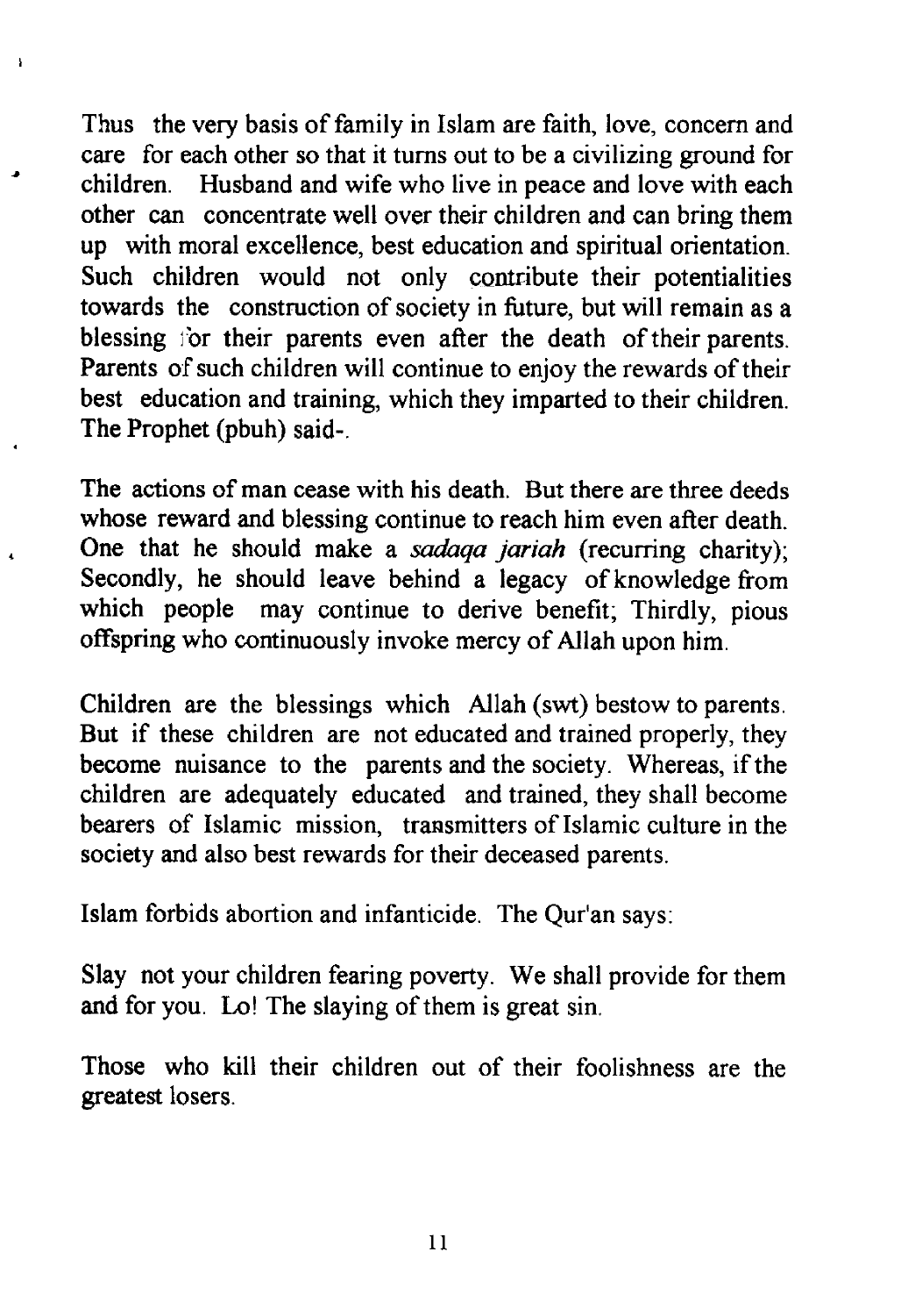Thus the very basis of family in Islam are faith, love, concern and care for each other so that it turns out to be a civilizing ground for children. Husband and wife who live in peace and love with each other can concentrate well over their children and can bring them up with moral excellence, best education and spiritual orientation. Such children would not only contribute their potentialities towards the construction of society in future, but will remain as a blessing for their parents even after the death of their parents. Parents of such children will continue to enjoy the rewards of their best education and training, which they imparted to their children. The Prophet (pbuh) said-.

The actions of man cease with his death. But there are three deeds whose reward and blessing continue to reach him even after death. One that he should make a *sadaqa jariah* (recurring charity); Secondly, he should leave behind a legacy of knowledge from which people may continue to derive benefit; Thirdly, pious offspring who continuously invoke mercy of Allah upon him.

Children are the blessings which Allah (swt) bestow to parents. But if these children are not educated and trained properly, they become nuisance to the parents and the society. Whereas, if the children are adequately educated and trained, they shall become bearers of Islamic mission, transmitters of Islamic culture in the society and also best rewards for their deceased parents.

Islam forbids abortion and infanticide. The Qur'an says:

Slay not your children fearing poverty. We shall provide for them and for you. Lo! The slaying of them is great sin.

Those who kill their children out of their foolishness are the greatest losers.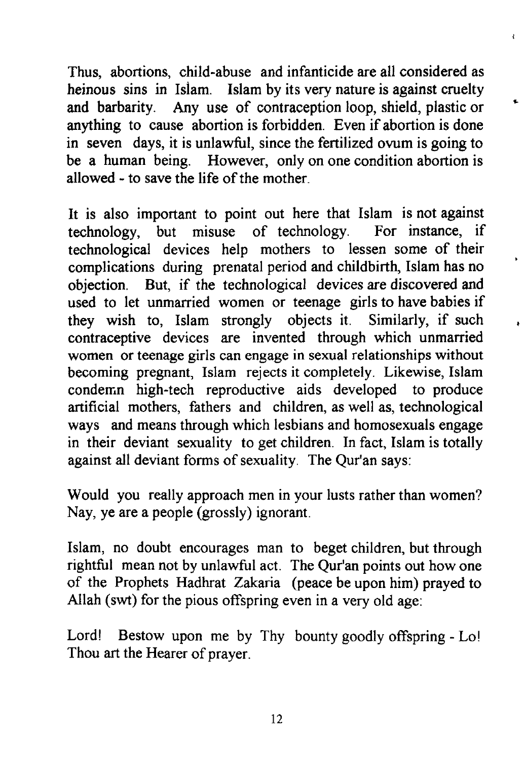Thus, abortions, child-abuse and infanticide are all considered as heinous sins in Islam. Islam by its very nature is against cruelty and barbarity. Any use of contraception loop, shield, plastic or anything to cause abortion is forbidden. Even if abortion is done in seven days, it is unlawful, since the fertilized ovum is going to be a human being. However, only on one condition abortion is allowed - to save the life of the mother.

It is also important to point out here that Islam is not against technology, but misuse of technology. For instance, if technological devices help mothers to lessen some of their complications during prenatal period and childbirth, Islam has no objection. But, if the technological devices are discovered and used to let unmarried women or teenage girls to have babies if they wish to, Islam strongly objects it. Similarly, if such contraceptive devices are invented through which unmarried women or teenage girls can engage in sexual relationships without becoming pregnant, Islam rejects it completely. Likewise, Islam condemn high-tech reproductive aids developed to produce artificial mothers, fathers and children, as well as, technological ways and means through which lesbians and homosexuals engage in their deviant sexuality to get children. In fact, Islam is totally against all deviant forms of sexuality. The Qur'an says:

Would you really approach men in your lusts rather than women? Nay, ye are a people (grossly) ignorant.

Islam, no doubt encourages man to beget children, but through rightful mean not by unlawful act. The Qur'an points out how one of the Prophets Hadhrat Zakaria (peace be upon him) prayed to Allah (swt) for the pious offspring even in a very old age:

Lord! Bestow upon me by Thy bounty goodly offspring - Lo! Thou art the Hearer of prayer.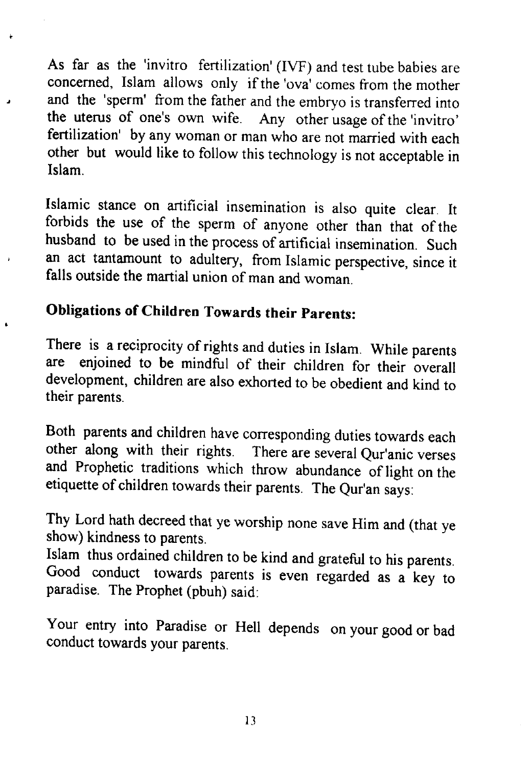As far as the 'invitro fertilization' (IVF) and test tube babies are concerned, Islam allows only if the 'ova' comes from the mother and the 'sperm' from the father and the embryo is transferred into the uterus of one's own wife. Any other usage of the 'invitro' fertilization' by any woman or man who are not married with each other but would like to follow this technology is not acceptable in Islam.

Islamic stance on artificial insemination is also quite clear. It forbids the use of the sperm of anyone other than that of the husband to be used in the process of artificial insemination. Such an act tantamount to adultery, from Islamic perspective, since it falls outside the martial union of man and woman.

## Obligations of Children Towards their Parents:

There is a reciprocity of rights and duties in Islam. While parents are enjoined to be mindful of their children for their overall development, children are also exhorted to be obedient and kind to their parents.

Both parents and children have corresponding duties towards each other along with their rights. There are several Qur'anic verses and Prophetic traditions which throw abundance of light on the etiquette of children towards their parents. The Qur'an says:

Thy Lord hath decreed that ye worship none save Him and (that ye show) kindness to parents.
Islam thus ordained children to be kind and grateful to his parents. Good conduct towards parents is even regarded as a key to paradise. The Prophet (pbuh) said:

Your entry into Paradise or Hell depends on your good or bad conduct towards your parents.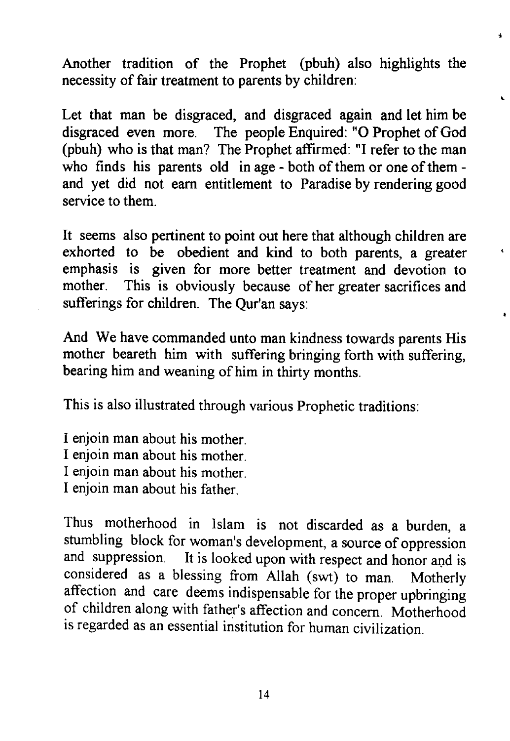Another tradition of the Prophet (pbuh) also highlights the necessity of fair treatment to parents by children:

Let that man be disgraced, and disgraced again and let him be disgraced even more. The people Enquired: "O Prophet of God (pbuh) who is that man? The Prophet affirmed: "I refer to the man who finds his parents old in age - both of them or one of them - and yet did not earn entitlement to Paradise by rendering good service to them.

It seems also pertinent to point out here that although children are exhorted to be obedient and kind to both parents, a greater emphasis is given for more better treatment and devotion to mother. This is obviously because of her greater sacrifices and sufferings for children. The Qur'an says:

And We have commanded unto man kindness towards parents His mother beareth him with suffering bringing forth with suffering, bearing him and weaning of him in thirty months.

This is also illustrated through various Prophetic traditions:

I enjoin man about his mother.
I enjoin man about his mother.
I enjoin man about his mother.
I enjoin man about his father.

Thus motherhood in Islam is not discarded as a burden, a stumbling block for woman's development, a source of oppression and suppression. It is looked upon with respect and honor and is considered as a blessing from Allah (swt) to man. Motherly affection and care deems indispensable for the proper upbringing of children along with father's affection and concern. Motherhood is regarded as an essential institution for human civilization.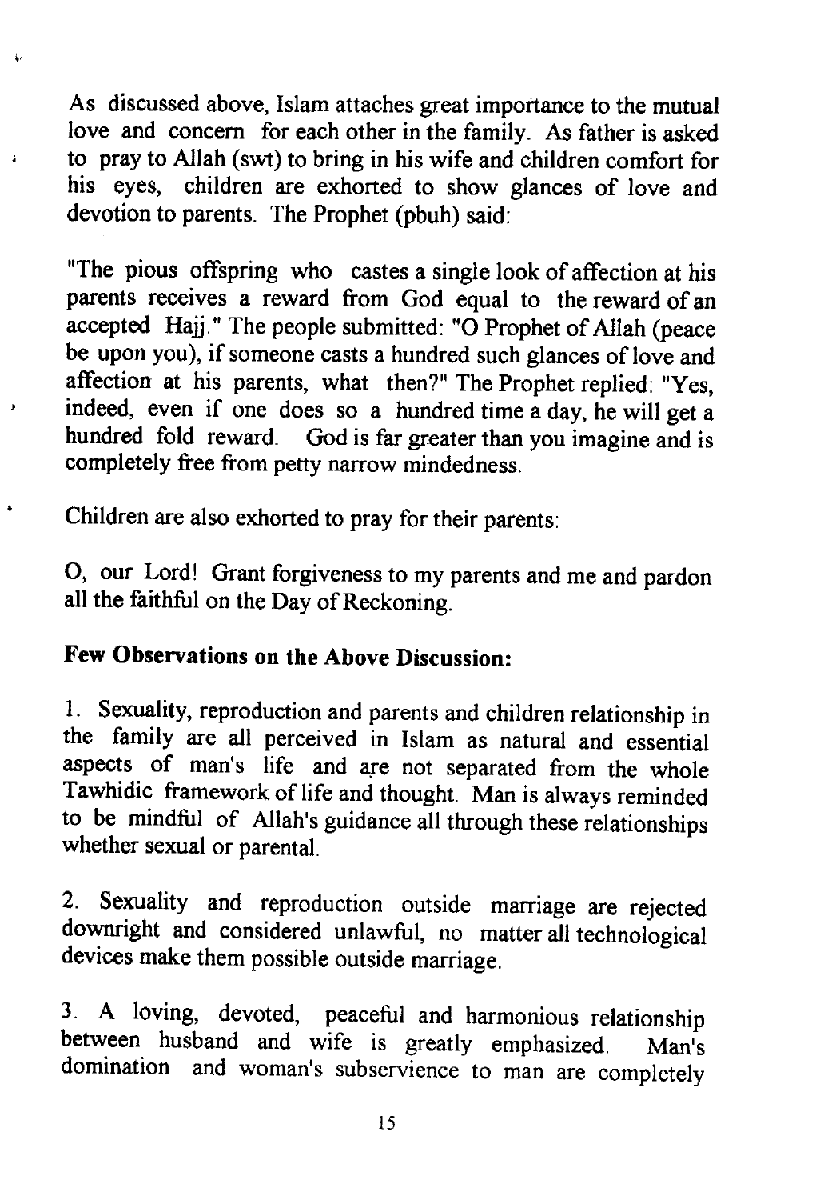As discussed above, Islam attaches great importance to the mutual love and concern for each other in the family. As father is asked to pray to Allah (swt) to bring in his wife and children comfort for his eyes, children are exhorted to show glances of love and devotion to parents. The Prophet (pbuh) said:

"The pious offspring who castes a single look of affection at his parents receives a reward from God equal to the reward of an accepted Hajj." The people submitted: "O Prophet of Allah (peace be upon you), if someone casts a hundred such glances of love and affection at his parents, what then?" The Prophet replied: "Yes, indeed, even if one does so a hundred time a day, he will get a hundred fold reward. God is far greater than you imagine and is completely free from petty narrow mindedness.

Children are also exhorted to pray for their parents:

O, our Lord! Grant forgiveness to my parents and me and pardon all the faithful on the Day of Reckoning.

**Few Observations on the Above Discussion:**

1. Sexuality, reproduction and parents and children relationship in the family are all perceived in Islam as natural and essential aspects of man's life and are not separated from the whole Tawhidic framework of life and thought. Man is always reminded to be mindful of Allah's guidance all through these relationships whether sexual or parental.

2. Sexuality and reproduction outside marriage are rejected downright and considered unlawful, no matter all technological devices make them possible outside marriage.

3. A loving, devoted, peaceful and harmonious relationship between husband and wife is greatly emphasized. Man's domination and woman's subservience to man are completely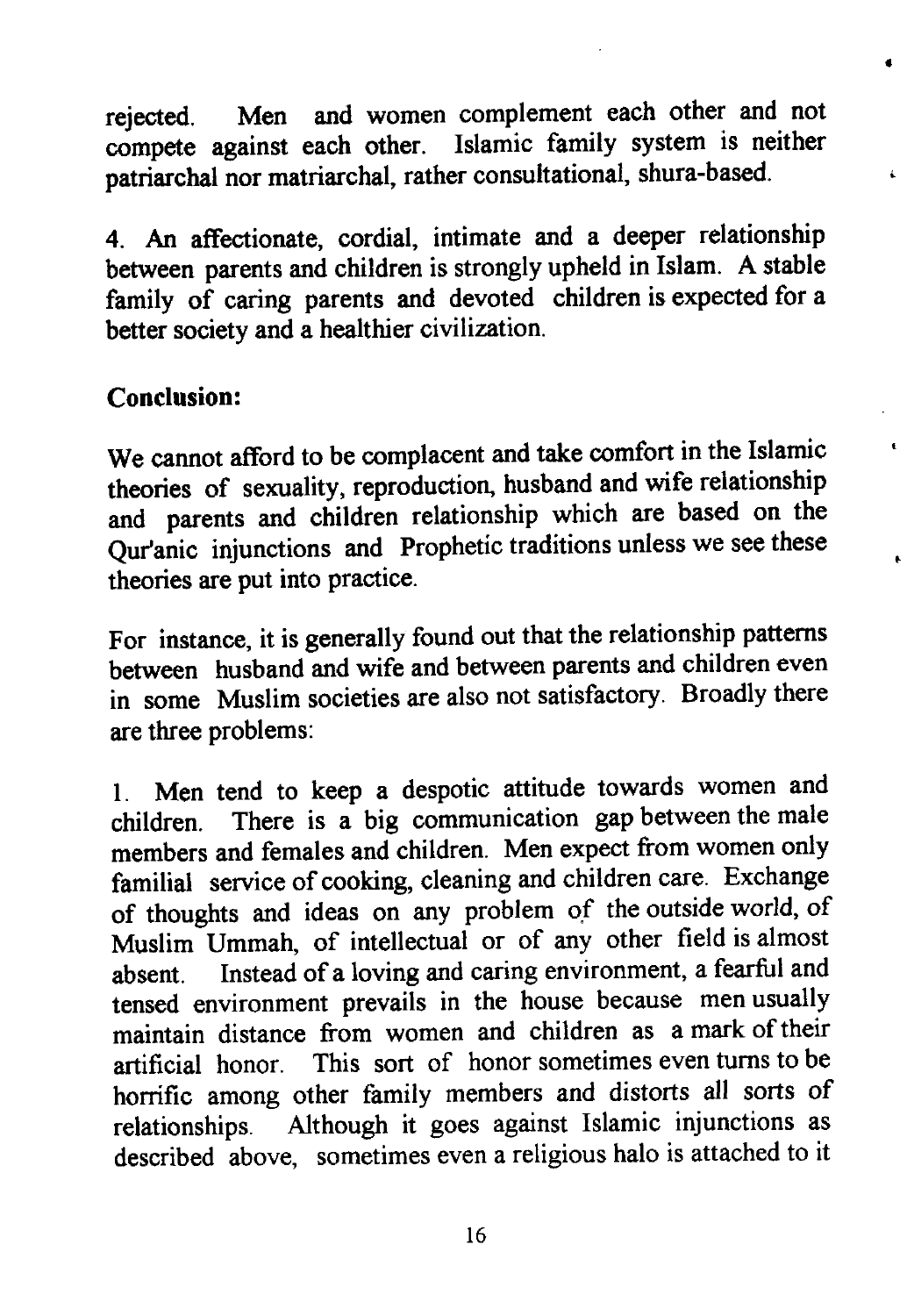rejected. Men and women complement each other and not compete against each other. Islamic family system is neither patriarchal nor matriarchal, rather consultational, shura-based.

4. An affectionate, cordial, intimate and a deeper relationship between parents and children is strongly upheld in Islam. A stable family of caring parents and devoted children is expected for a better society and a healthier civilization.

**Conclusion:**

We cannot afford to be complacent and take comfort in the Islamic theories of sexuality, reproduction, husband and wife relationship and parents and children relationship which are based on the Qur'anic injunctions and Prophetic traditions unless we see these theories are put into practice.

For instance, it is generally found out that the relationship patterns between husband and wife and between parents and children even in some Muslim societies are also not satisfactory. Broadly there are three problems:

1. Men tend to keep a despotic attitude towards women and children. There is a big communication gap between the male members and females and children. Men expect from women only familial service of cooking, cleaning and children care. Exchange of thoughts and ideas on any problem of the outside world, of Muslim Ummah, of intellectual or of any other field is almost absent. Instead of a loving and caring environment, a fearful and tensed environment prevails in the house because men usually maintain distance from women and children as a mark of their artificial honor. This sort of honor sometimes even turns to be horrific among other family members and distorts all sorts of relationships. Although it goes against Islamic injunctions as described above, sometimes even a religious halo is attached to it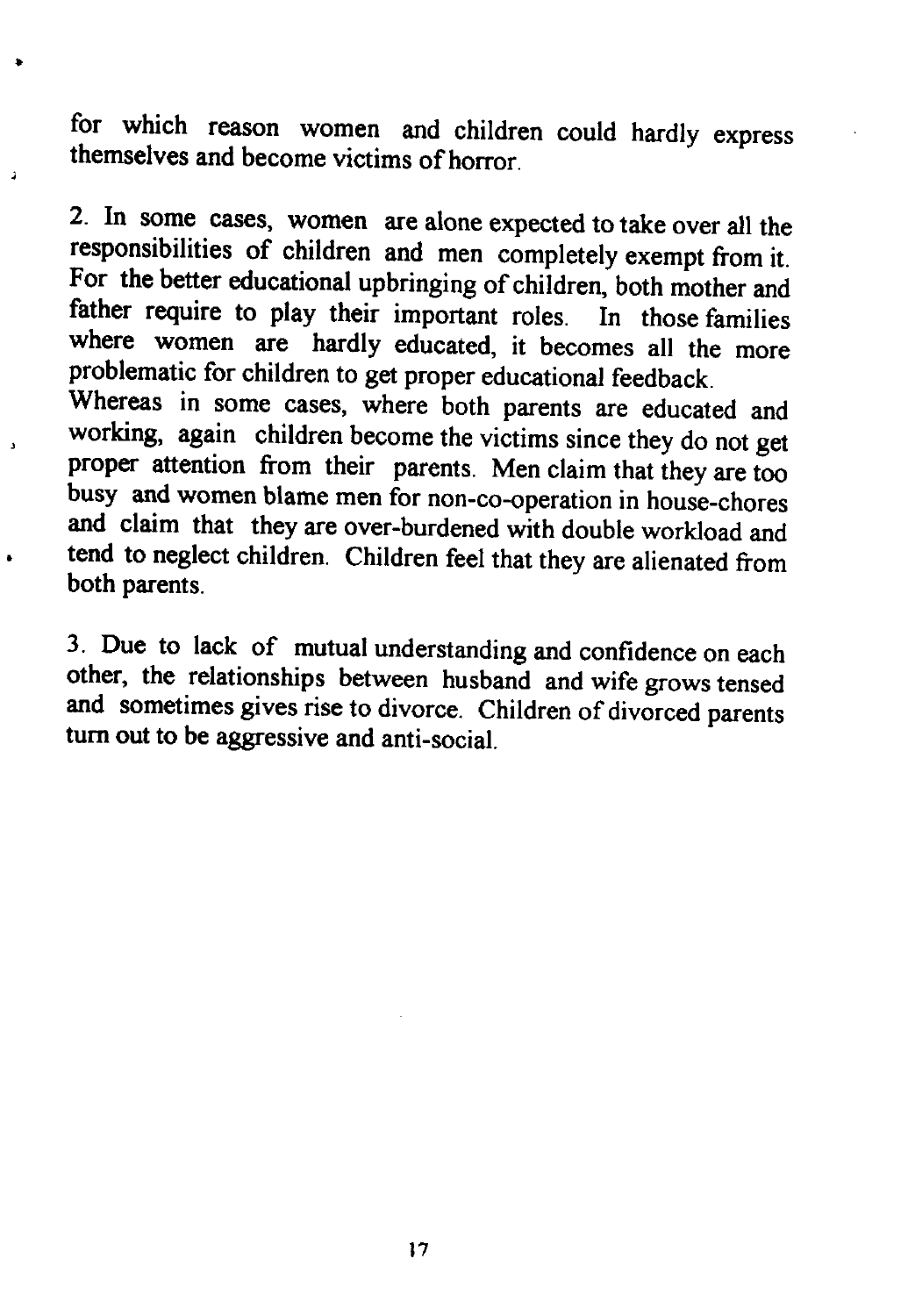for which reason women and children could hardly express themselves and become victims of horror.

2. In some cases, women are alone expected to take over all the responsibilities of children and men completely exempt from it. For the better educational upbringing of children, both mother and father require to play their important roles. In those families where women are hardly educated, it becomes all the more problematic for children to get proper educational feedback.
Whereas in some cases, where both parents are educated and working, again children become the victims since they do not get proper attention from their parents. Men claim that they are too busy and women blame men for non-co-operation in house-chores and claim that they are over-burdened with double workload and tend to neglect children. Children feel that they are alienated from both parents.

3. Due to lack of mutual understanding and confidence on each other, the relationships between husband and wife grows tensed and sometimes gives rise to divorce. Children of divorced parents turn out to be aggressive and anti-social.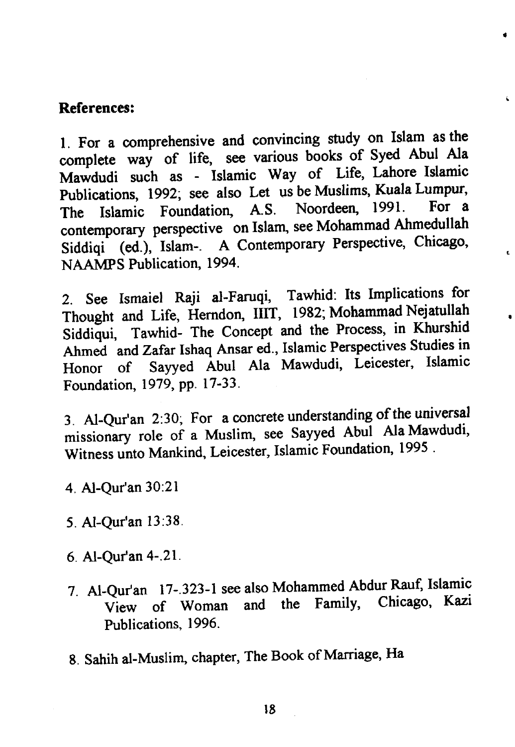**References:**

1. For a comprehensive and convincing study on Islam as the complete way of life, see various books of Syed Abul Ala Mawdudi such as - Islamic Way of Life, Lahore Islamic Publications, 1992; see also Let us be Muslims, Kuala Lumpur, The Islamic Foundation, A.S. Noordeen, 1991. For a contemporary perspective on Islam, see Mohammad Ahmedullah Siddiqi (ed.), Islam-. A Contemporary Perspective, Chicago, NAAMPS Publication, 1994.

2. See Ismaiel Raji al-Faruqi, Tawhid: Its Implications for Thought and Life, Herndon, IIIT, 1982; Mohammad Nejatullah Siddiqui, Tawhid- The Concept and the Process, in Khurshid Ahmed and Zafar Ishaq Ansar ed., Islamic Perspectives Studies in Honor of Sayyed Abul Ala Mawdudi, Leicester, Islamic Foundation, 1979, pp. 17-33.

3. Al-Qur'an 2:30; For a concrete understanding of the universal missionary role of a Muslim, see Sayyed Abul Ala Mawdudi, Witness unto Mankind, Leicester, Islamic Foundation, 1995 .

4. Al-Qur'an 30:21

5. Al-Qur'an 13:38.

6. Al-Qur'an 4-.21.

7. Al-Qur'an 17-.323-1 see also Mohammed Abdur Rauf, Islamic View of Woman and the Family, Chicago, Kazi Publications, 1996.

8. Sahih al-Muslim, chapter, The Book of Marriage, Ha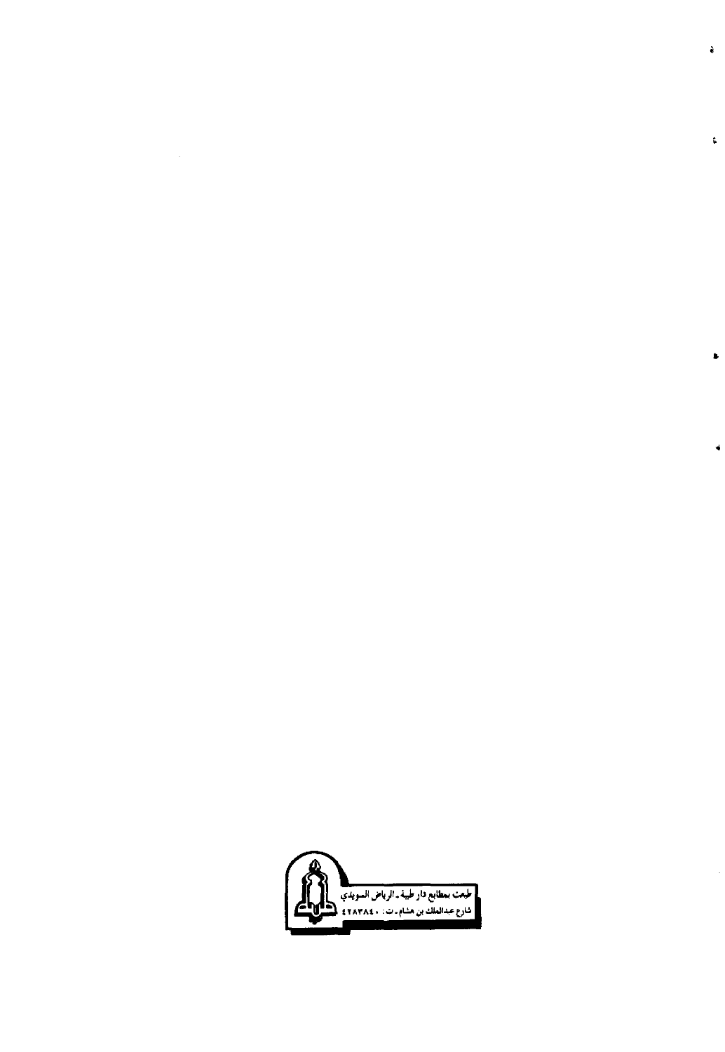طبعت بمطابع دار طيبة ـ الرياض السويدي
شارع عبدالملك بن هشام ـ ت : ٤٢٨٣٨٤٠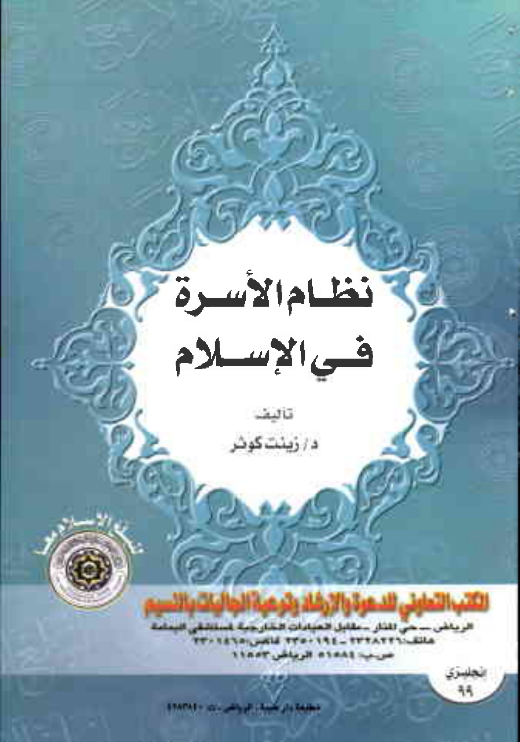# نظام الأسرة في الإسلام

تأليف

د / زينت كوثر

**المكتب التعاوني للدعوة والإرشاد وتوعية الجاليات بالنسيم**

الرياض ـ حي النسيم ـ مقابل العيادات الخارجية لمستشفى اليمامة

هاتف: ٢٣٢٨٢٢٦ ـ ٢٣٥٠١٩٤ فاكس: ٢٣٠١٤٦٥

ص.ب: ٥١٥٨٤ الرياض ١١٥٥٣

انجليزي

٩٩

مطبعة دار طيبة - الرياض - ت: ٤٢٨٣٨٤٠